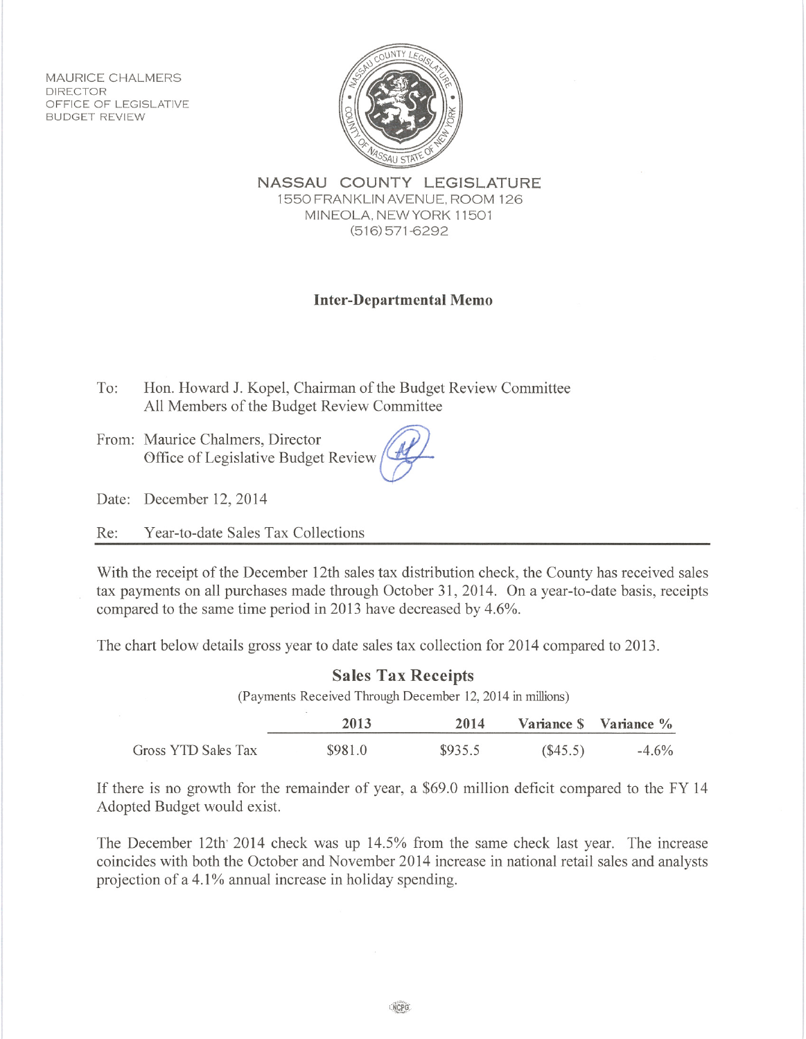MAURICE CHALMERS
DIRECTOR
OFFICE OF LEGISLATIVE
BUDGET REVIEW

**NASSAU COUNTY LEGISLATURE**
1550 FRANKLIN AVENUE, ROOM 126
MINEOLA, NEW YORK 11501
(516) 571-6292

## Inter-Departmental Memo

To: Hon. Howard J. Kopel, Chairman of the Budget Review Committee
All Members of the Budget Review Committee

From: Maurice Chalmers, Director
Office of Legislative Budget Review

Date: December 12, 2014

Re: Year-to-date Sales Tax Collections

With the receipt of the December 12th sales tax distribution check, the County has received sales tax payments on all purchases made through October 31, 2014. On a year-to-date basis, receipts compared to the same time period in 2013 have decreased by 4.6%.

The chart below details gross year to date sales tax collection for 2014 compared to 2013.

**Sales Tax Receipts**

(Payments Received Through December 12, 2014 in millions)

| | 2013 | 2014 | Variance $ | Variance % |
|---|---|---|---|---|
| Gross YTD Sales Tax | $981.0 | $935.5 | ($45.5) | -4.6% |

If there is no growth for the remainder of year, a $69.0 million deficit compared to the FY 14 Adopted Budget would exist.

The December 12th 2014 check was up 14.5% from the same check last year. The increase coincides with both the October and November 2014 increase in national retail sales and analysts projection of a 4.1% annual increase in holiday spending.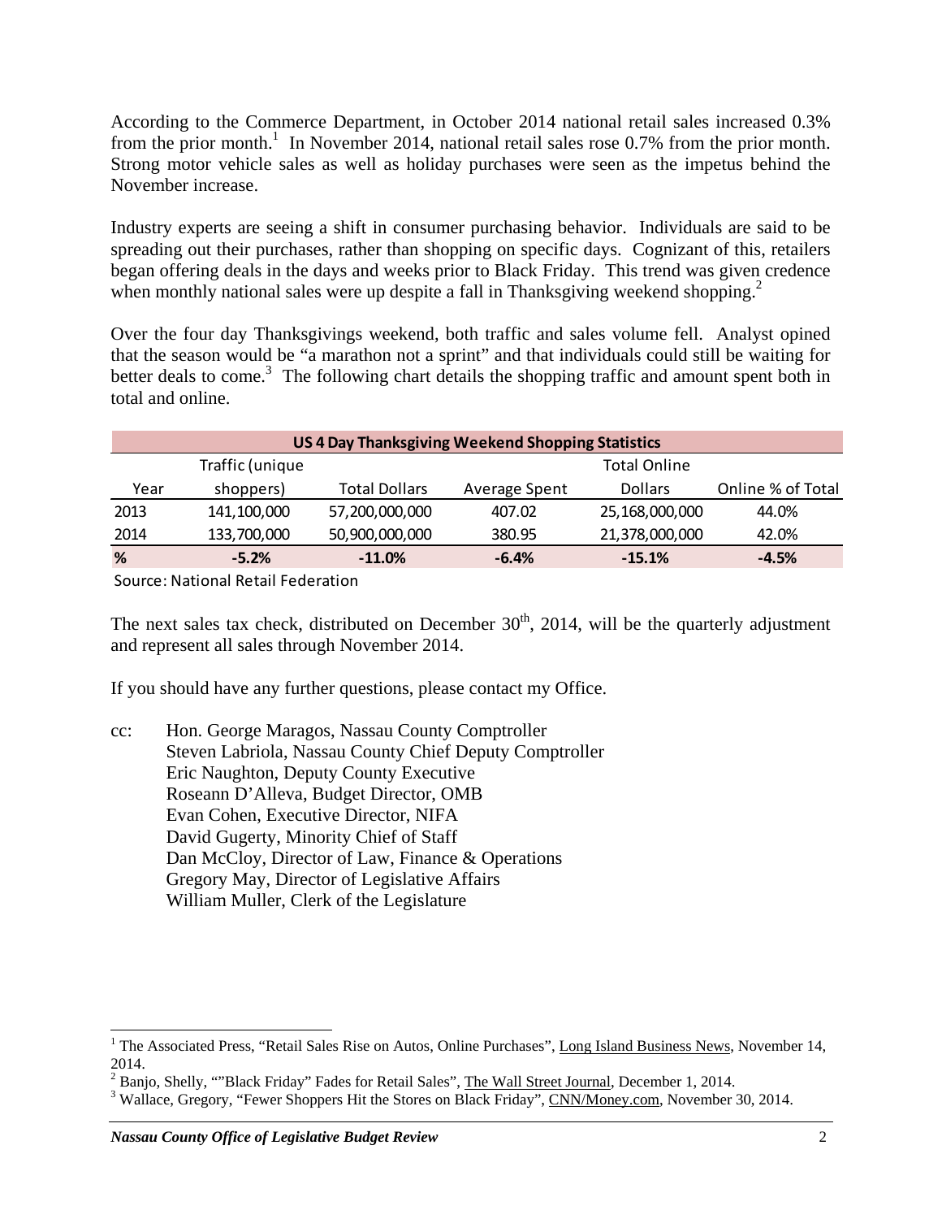According to the Commerce Department, in October 2014 national retail sales increased 0.3% from the prior month.[1] In November 2014, national retail sales rose 0.7% from the prior month. Strong motor vehicle sales as well as holiday purchases were seen as the impetus behind the November increase.

Industry experts are seeing a shift in consumer purchasing behavior. Individuals are said to be spreading out their purchases, rather than shopping on specific days. Cognizant of this, retailers began offering deals in the days and weeks prior to Black Friday. This trend was given credence when monthly national sales were up despite a fall in Thanksgiving weekend shopping.[2]

Over the four day Thanksgivings weekend, both traffic and sales volume fell. Analyst opined that the season would be "a marathon not a sprint" and that individuals could still be waiting for better deals to come.[3] The following chart details the shopping traffic and amount spent both in total and online.

| US 4 Day Thanksgiving Weekend Shopping Statistics | | | | | |
|---|---|---|---|---|---|
| Year | Traffic (unique shoppers) | Total Dollars | Average Spent | Total Online Dollars | Online % of Total |
| 2013 | 141,100,000 | 57,200,000,000 | 407.02 | 25,168,000,000 | 44.0% |
| 2014 | 133,700,000 | 50,900,000,000 | 380.95 | 21,378,000,000 | 42.0% |
| **%** | **-5.2%** | **-11.0%** | **-6.4%** | **-15.1%** | **-4.5%** |

Source: National Retail Federation

The next sales tax check, distributed on December 30th, 2014, will be the quarterly adjustment and represent all sales through November 2014.

If you should have any further questions, please contact my Office.

cc: Hon. George Maragos, Nassau County Comptroller
Steven Labriola, Nassau County Chief Deputy Comptroller
Eric Naughton, Deputy County Executive
Roseann D'Alleva, Budget Director, OMB
Evan Cohen, Executive Director, NIFA
David Gugerty, Minority Chief of Staff
Dan McCloy, Director of Law, Finance & Operations
Gregory May, Director of Legislative Affairs
William Muller, Clerk of the Legislature

---

[1] The Associated Press, "Retail Sales Rise on Autos, Online Purchases", Long Island Business News, November 14, 2014.

[2] Banjo, Shelly, ""Black Friday" Fades for Retail Sales", The Wall Street Journal, December 1, 2014.

[3] Wallace, Gregory, "Fewer Shoppers Hit the Stores on Black Friday", CNN/Money.com, November 30, 2014.